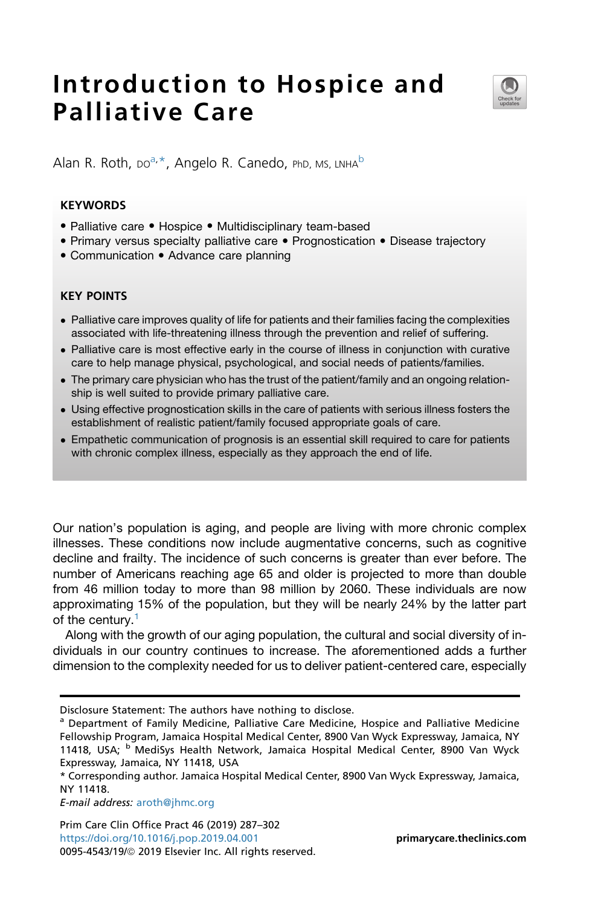# Introduction to Hospice and Palliative Care

Alan R. Roth, DO[a,*], Angelo R. Canedo, PhD, MS, LNHA[b]

**KEYWORDS**

- Palliative care • Hospice • Multidisciplinary team-based
- Primary versus specialty palliative care • Prognostication • Disease trajectory
- Communication • Advance care planning

**KEY POINTS**

- Palliative care improves quality of life for patients and their families facing the complexities associated with life-threatening illness through the prevention and relief of suffering.
- Palliative care is most effective early in the course of illness in conjunction with curative care to help manage physical, psychological, and social needs of patients/families.
- The primary care physician who has the trust of the patient/family and an ongoing relationship is well suited to provide primary palliative care.
- Using effective prognostication skills in the care of patients with serious illness fosters the establishment of realistic patient/family focused appropriate goals of care.
- Empathetic communication of prognosis is an essential skill required to care for patients with chronic complex illness, especially as they approach the end of life.

Our nation's population is aging, and people are living with more chronic complex illnesses. These conditions now include augmentative concerns, such as cognitive decline and frailty. The incidence of such concerns is greater than ever before. The number of Americans reaching age 65 and older is projected to more than double from 46 million today to more than 98 million by 2060. These individuals are now approximating 15% of the population, but they will be nearly 24% by the latter part of the century.[1]

Along with the growth of our aging population, the cultural and social diversity of individuals in our country continues to increase. The aforementioned adds a further dimension to the complexity needed for us to deliver patient-centered care, especially

Disclosure Statement: The authors have nothing to disclose.

[a] Department of Family Medicine, Palliative Care Medicine, Hospice and Palliative Medicine Fellowship Program, Jamaica Hospital Medical Center, 8900 Van Wyck Expressway, Jamaica, NY 11418, USA; [b] MediSys Health Network, Jamaica Hospital Medical Center, 8900 Van Wyck Expressway, Jamaica, NY 11418, USA

* Corresponding author. Jamaica Hospital Medical Center, 8900 Van Wyck Expressway, Jamaica, NY 11418.

*E-mail address:* aroth@jhmc.org

Prim Care Clin Office Pract 46 (2019) 287–302
https://doi.org/10.1016/j.pop.2019.04.001
0095-4543/19/© 2019 Elsevier Inc. All rights reserved.

primarycare.theclinics.com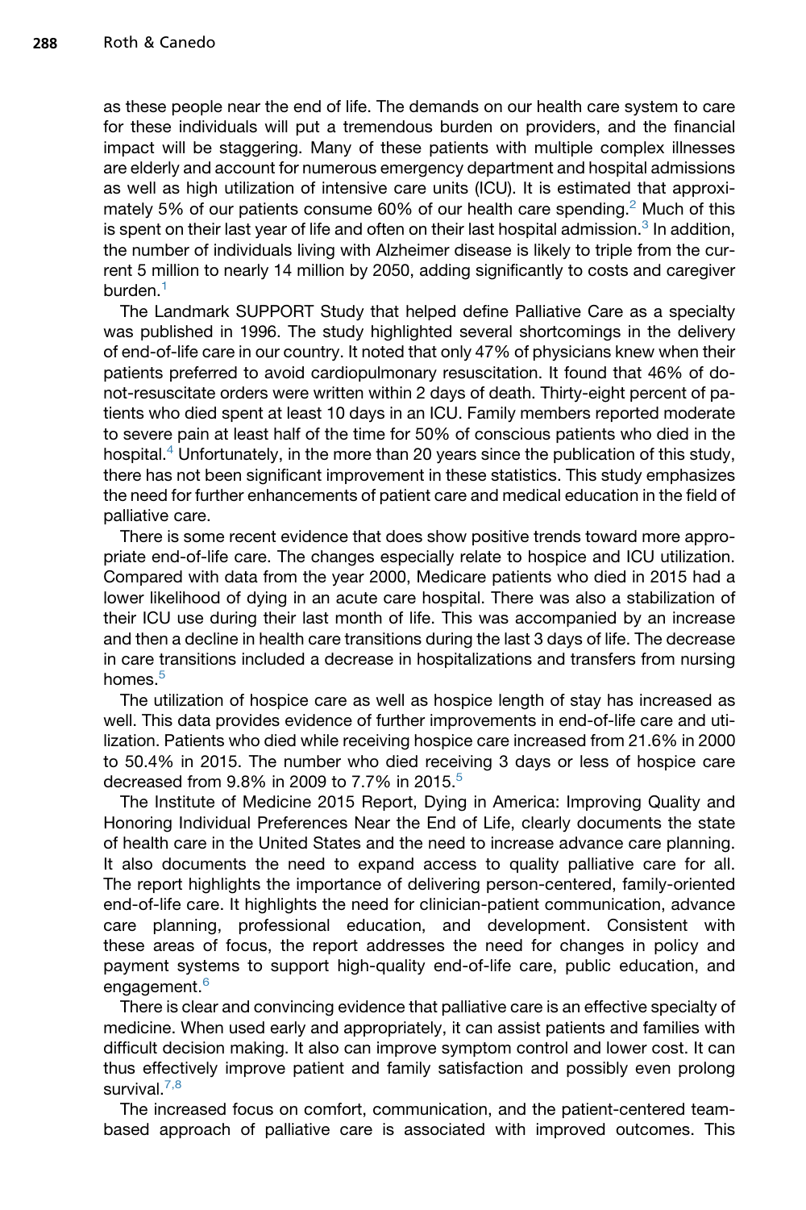as these people near the end of life. The demands on our health care system to care for these individuals will put a tremendous burden on providers, and the financial impact will be staggering. Many of these patients with multiple complex illnesses are elderly and account for numerous emergency department and hospital admissions as well as high utilization of intensive care units (ICU). It is estimated that approximately 5% of our patients consume 60% of our health care spending.[2] Much of this is spent on their last year of life and often on their last hospital admission.[3] In addition, the number of individuals living with Alzheimer disease is likely to triple from the current 5 million to nearly 14 million by 2050, adding significantly to costs and caregiver burden.[1]

The Landmark SUPPORT Study that helped define Palliative Care as a specialty was published in 1996. The study highlighted several shortcomings in the delivery of end-of-life care in our country. It noted that only 47% of physicians knew when their patients preferred to avoid cardiopulmonary resuscitation. It found that 46% of do-not-resuscitate orders were written within 2 days of death. Thirty-eight percent of patients who died spent at least 10 days in an ICU. Family members reported moderate to severe pain at least half of the time for 50% of conscious patients who died in the hospital.[4] Unfortunately, in the more than 20 years since the publication of this study, there has not been significant improvement in these statistics. This study emphasizes the need for further enhancements of patient care and medical education in the field of palliative care.

There is some recent evidence that does show positive trends toward more appropriate end-of-life care. The changes especially relate to hospice and ICU utilization. Compared with data from the year 2000, Medicare patients who died in 2015 had a lower likelihood of dying in an acute care hospital. There was also a stabilization of their ICU use during their last month of life. This was accompanied by an increase and then a decline in health care transitions during the last 3 days of life. The decrease in care transitions included a decrease in hospitalizations and transfers from nursing homes.[5]

The utilization of hospice care as well as hospice length of stay has increased as well. This data provides evidence of further improvements in end-of-life care and utilization. Patients who died while receiving hospice care increased from 21.6% in 2000 to 50.4% in 2015. The number who died receiving 3 days or less of hospice care decreased from 9.8% in 2009 to 7.7% in 2015.[5]

The Institute of Medicine 2015 Report, Dying in America: Improving Quality and Honoring Individual Preferences Near the End of Life, clearly documents the state of health care in the United States and the need to increase advance care planning. It also documents the need to expand access to quality palliative care for all. The report highlights the importance of delivering person-centered, family-oriented end-of-life care. It highlights the need for clinician-patient communication, advance care planning, professional education, and development. Consistent with these areas of focus, the report addresses the need for changes in policy and payment systems to support high-quality end-of-life care, public education, and engagement.[6]

There is clear and convincing evidence that palliative care is an effective specialty of medicine. When used early and appropriately, it can assist patients and families with difficult decision making. It also can improve symptom control and lower cost. It can thus effectively improve patient and family satisfaction and possibly even prolong survival.[7,8]

The increased focus on comfort, communication, and the patient-centered team-based approach of palliative care is associated with improved outcomes. This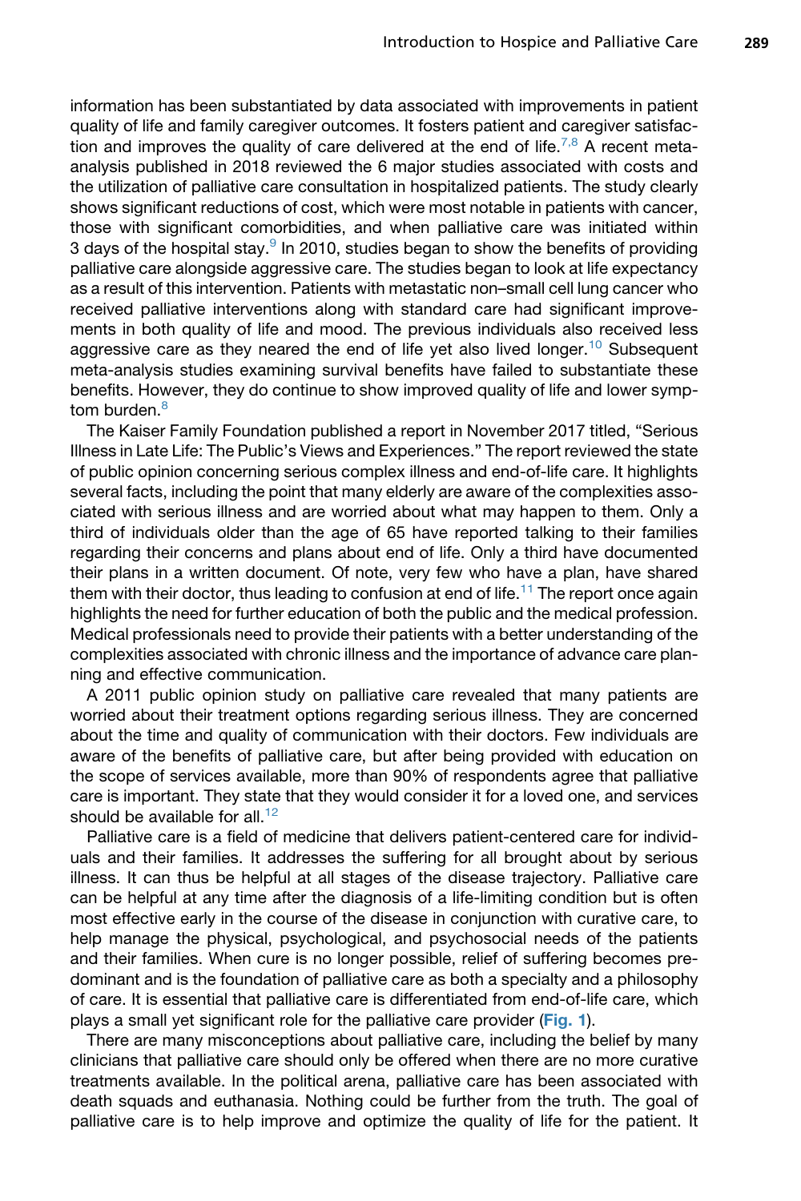information has been substantiated by data associated with improvements in patient quality of life and family caregiver outcomes. It fosters patient and caregiver satisfaction and improves the quality of care delivered at the end of life.[7,8] A recent meta-analysis published in 2018 reviewed the 6 major studies associated with costs and the utilization of palliative care consultation in hospitalized patients. The study clearly shows significant reductions of cost, which were most notable in patients with cancer, those with significant comorbidities, and when palliative care was initiated within 3 days of the hospital stay.[9] In 2010, studies began to show the benefits of providing palliative care alongside aggressive care. The studies began to look at life expectancy as a result of this intervention. Patients with metastatic non–small cell lung cancer who received palliative interventions along with standard care had significant improvements in both quality of life and mood. The previous individuals also received less aggressive care as they neared the end of life yet also lived longer.[10] Subsequent meta-analysis studies examining survival benefits have failed to substantiate these benefits. However, they do continue to show improved quality of life and lower symptom burden.[8]

The Kaiser Family Foundation published a report in November 2017 titled, "Serious Illness in Late Life: The Public's Views and Experiences." The report reviewed the state of public opinion concerning serious complex illness and end-of-life care. It highlights several facts, including the point that many elderly are aware of the complexities associated with serious illness and are worried about what may happen to them. Only a third of individuals older than the age of 65 have reported talking to their families regarding their concerns and plans about end of life. Only a third have documented their plans in a written document. Of note, very few who have a plan, have shared them with their doctor, thus leading to confusion at end of life.[11] The report once again highlights the need for further education of both the public and the medical profession. Medical professionals need to provide their patients with a better understanding of the complexities associated with chronic illness and the importance of advance care planning and effective communication.

A 2011 public opinion study on palliative care revealed that many patients are worried about their treatment options regarding serious illness. They are concerned about the time and quality of communication with their doctors. Few individuals are aware of the benefits of palliative care, but after being provided with education on the scope of services available, more than 90% of respondents agree that palliative care is important. They state that they would consider it for a loved one, and services should be available for all.[12]

Palliative care is a field of medicine that delivers patient-centered care for individuals and their families. It addresses the suffering for all brought about by serious illness. It can thus be helpful at all stages of the disease trajectory. Palliative care can be helpful at any time after the diagnosis of a life-limiting condition but is often most effective early in the course of the disease in conjunction with curative care, to help manage the physical, psychological, and psychosocial needs of the patients and their families. When cure is no longer possible, relief of suffering becomes predominant and is the foundation of palliative care as both a specialty and a philosophy of care. It is essential that palliative care is differentiated from end-of-life care, which plays a small yet significant role for the palliative care provider (**Fig. 1**).

There are many misconceptions about palliative care, including the belief by many clinicians that palliative care should only be offered when there are no more curative treatments available. In the political arena, palliative care has been associated with death squads and euthanasia. Nothing could be further from the truth. The goal of palliative care is to help improve and optimize the quality of life for the patient. It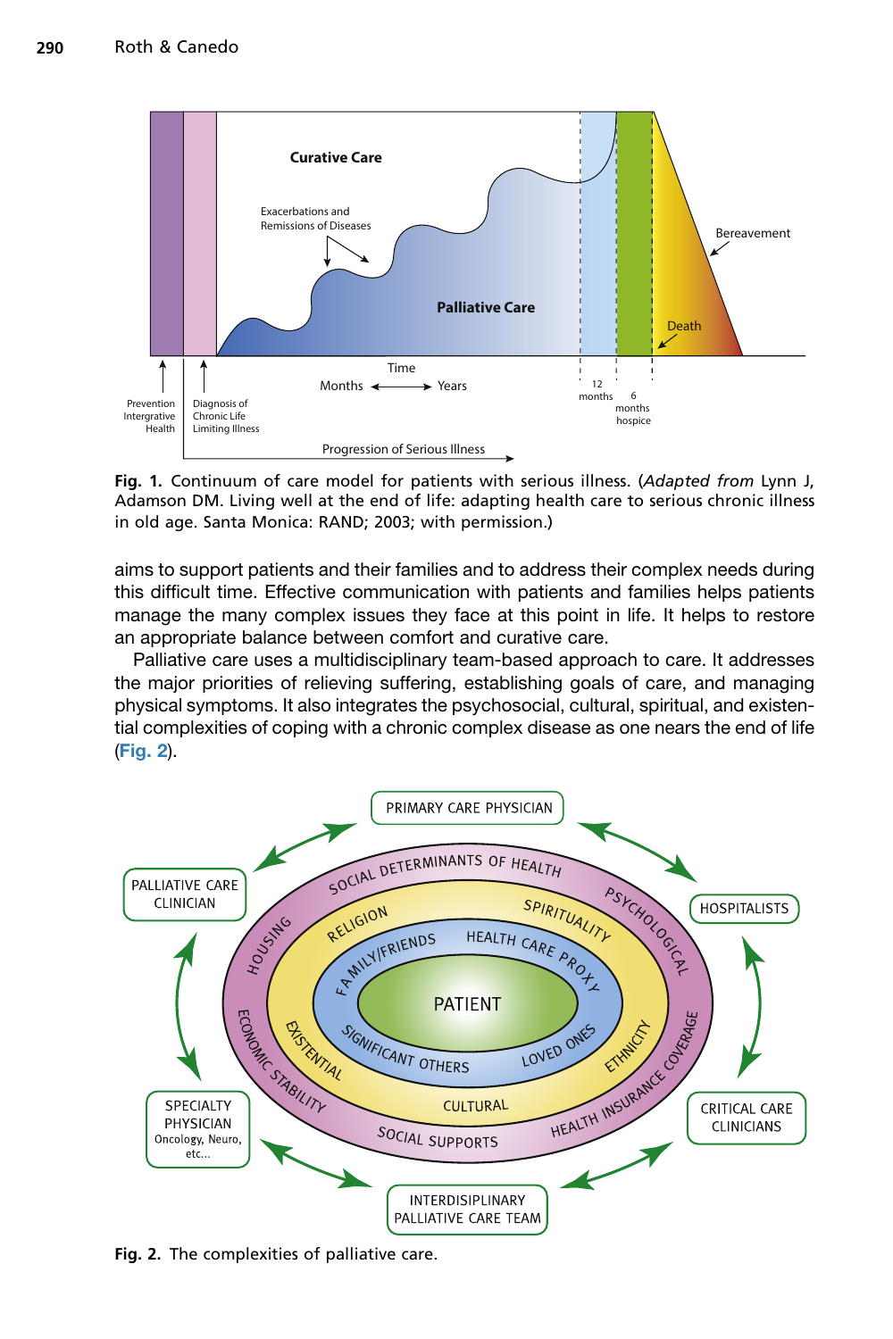Fig. 1. Continuum of care model for patients with serious illness. (*Adapted from* Lynn J, Adamson DM. Living well at the end of life: adapting health care to serious chronic illness in old age. Santa Monica: RAND; 2003; with permission.)

aims to support patients and their families and to address their complex needs during this difficult time. Effective communication with patients and families helps patients manage the many complex issues they face at this point in life. It helps to restore an appropriate balance between comfort and curative care.

Palliative care uses a multidisciplinary team-based approach to care. It addresses the major priorities of relieving suffering, establishing goals of care, and managing physical symptoms. It also integrates the psychosocial, cultural, spiritual, and existential complexities of coping with a chronic complex disease as one nears the end of life (Fig. 2).

Fig. 2. The complexities of palliative care.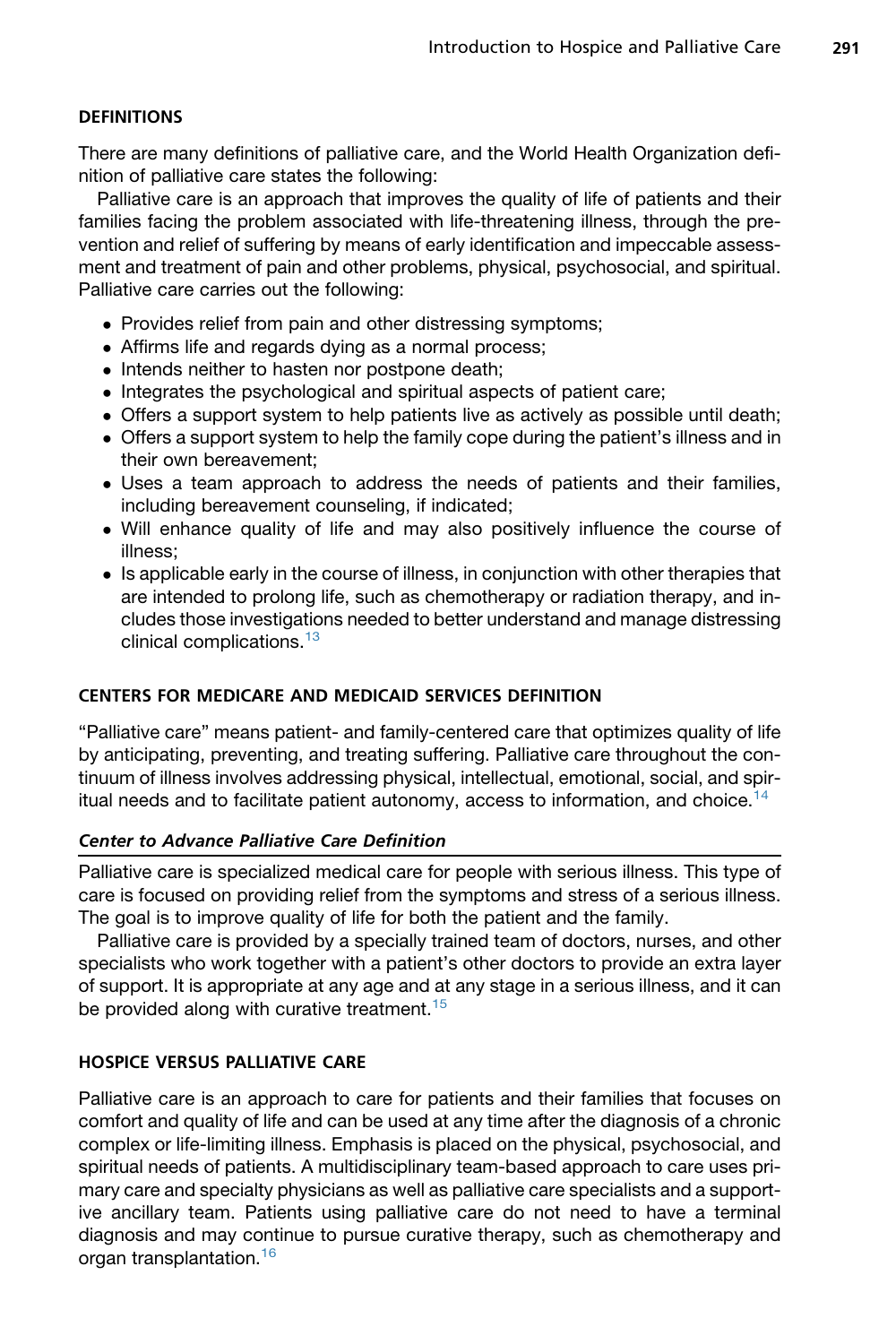## DEFINITIONS

There are many definitions of palliative care, and the World Health Organization definition of palliative care states the following:

Palliative care is an approach that improves the quality of life of patients and their families facing the problem associated with life-threatening illness, through the prevention and relief of suffering by means of early identification and impeccable assessment and treatment of pain and other problems, physical, psychosocial, and spiritual. Palliative care carries out the following:

- Provides relief from pain and other distressing symptoms;
- Affirms life and regards dying as a normal process;
- Intends neither to hasten nor postpone death;
- Integrates the psychological and spiritual aspects of patient care;
- Offers a support system to help patients live as actively as possible until death;
- Offers a support system to help the family cope during the patient's illness and in their own bereavement;
- Uses a team approach to address the needs of patients and their families, including bereavement counseling, if indicated;
- Will enhance quality of life and may also positively influence the course of illness;
- Is applicable early in the course of illness, in conjunction with other therapies that are intended to prolong life, such as chemotherapy or radiation therapy, and includes those investigations needed to better understand and manage distressing clinical complications.[13]

## CENTERS FOR MEDICARE AND MEDICAID SERVICES DEFINITION

"Palliative care" means patient- and family-centered care that optimizes quality of life by anticipating, preventing, and treating suffering. Palliative care throughout the continuum of illness involves addressing physical, intellectual, emotional, social, and spiritual needs and to facilitate patient autonomy, access to information, and choice.[14]

### *Center to Advance Palliative Care Definition*

Palliative care is specialized medical care for people with serious illness. This type of care is focused on providing relief from the symptoms and stress of a serious illness. The goal is to improve quality of life for both the patient and the family.

Palliative care is provided by a specially trained team of doctors, nurses, and other specialists who work together with a patient's other doctors to provide an extra layer of support. It is appropriate at any age and at any stage in a serious illness, and it can be provided along with curative treatment.[15]

## HOSPICE VERSUS PALLIATIVE CARE

Palliative care is an approach to care for patients and their families that focuses on comfort and quality of life and can be used at any time after the diagnosis of a chronic complex or life-limiting illness. Emphasis is placed on the physical, psychosocial, and spiritual needs of patients. A multidisciplinary team-based approach to care uses primary care and specialty physicians as well as palliative care specialists and a supportive ancillary team. Patients using palliative care do not need to have a terminal diagnosis and may continue to pursue curative therapy, such as chemotherapy and organ transplantation.[16]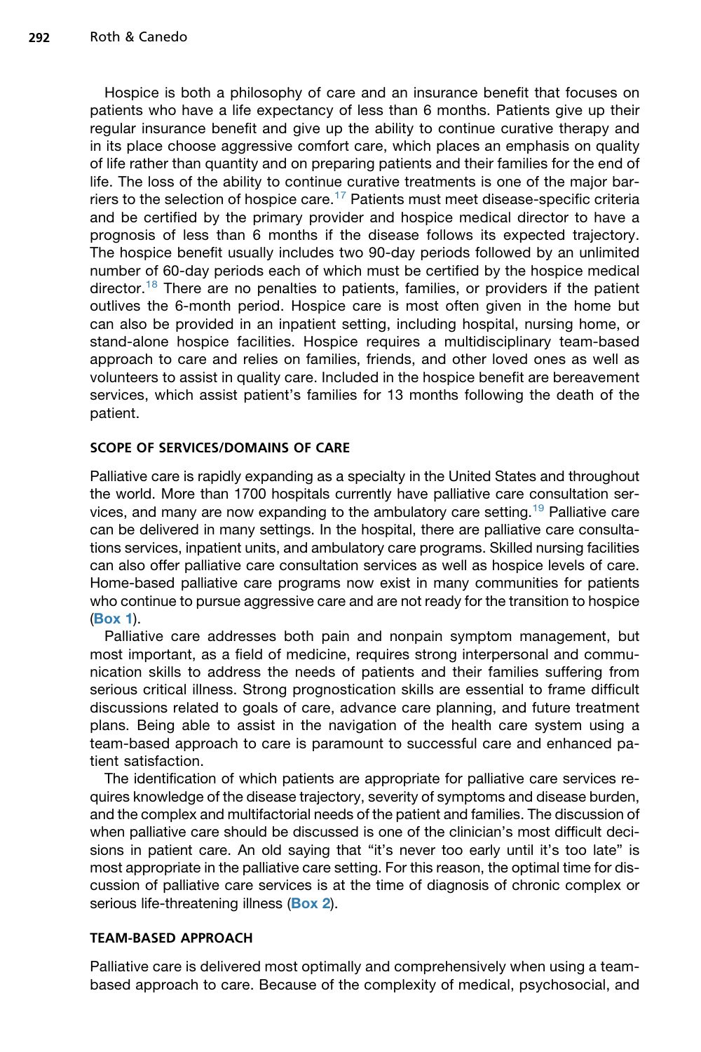Hospice is both a philosophy of care and an insurance benefit that focuses on patients who have a life expectancy of less than 6 months. Patients give up their regular insurance benefit and give up the ability to continue curative therapy and in its place choose aggressive comfort care, which places an emphasis on quality of life rather than quantity and on preparing patients and their families for the end of life. The loss of the ability to continue curative treatments is one of the major barriers to the selection of hospice care.[17] Patients must meet disease-specific criteria and be certified by the primary provider and hospice medical director to have a prognosis of less than 6 months if the disease follows its expected trajectory. The hospice benefit usually includes two 90-day periods followed by an unlimited number of 60-day periods each of which must be certified by the hospice medical director.[18] There are no penalties to patients, families, or providers if the patient outlives the 6-month period. Hospice care is most often given in the home but can also be provided in an inpatient setting, including hospital, nursing home, or stand-alone hospice facilities. Hospice requires a multidisciplinary team-based approach to care and relies on families, friends, and other loved ones as well as volunteers to assist in quality care. Included in the hospice benefit are bereavement services, which assist patient's families for 13 months following the death of the patient.

## SCOPE OF SERVICES/DOMAINS OF CARE

Palliative care is rapidly expanding as a specialty in the United States and throughout the world. More than 1700 hospitals currently have palliative care consultation services, and many are now expanding to the ambulatory care setting.[19] Palliative care can be delivered in many settings. In the hospital, there are palliative care consultations services, inpatient units, and ambulatory care programs. Skilled nursing facilities can also offer palliative care consultation services as well as hospice levels of care. Home-based palliative care programs now exist in many communities for patients who continue to pursue aggressive care and are not ready for the transition to hospice (**Box 1**).

Palliative care addresses both pain and nonpain symptom management, but most important, as a field of medicine, requires strong interpersonal and communication skills to address the needs of patients and their families suffering from serious critical illness. Strong prognostication skills are essential to frame difficult discussions related to goals of care, advance care planning, and future treatment plans. Being able to assist in the navigation of the health care system using a team-based approach to care is paramount to successful care and enhanced patient satisfaction.

The identification of which patients are appropriate for palliative care services requires knowledge of the disease trajectory, severity of symptoms and disease burden, and the complex and multifactorial needs of the patient and families. The discussion of when palliative care should be discussed is one of the clinician's most difficult decisions in patient care. An old saying that "it's never too early until it's too late" is most appropriate in the palliative care setting. For this reason, the optimal time for discussion of palliative care services is at the time of diagnosis of chronic complex or serious life-threatening illness (**Box 2**).

## TEAM-BASED APPROACH

Palliative care is delivered most optimally and comprehensively when using a team-based approach to care. Because of the complexity of medical, psychosocial, and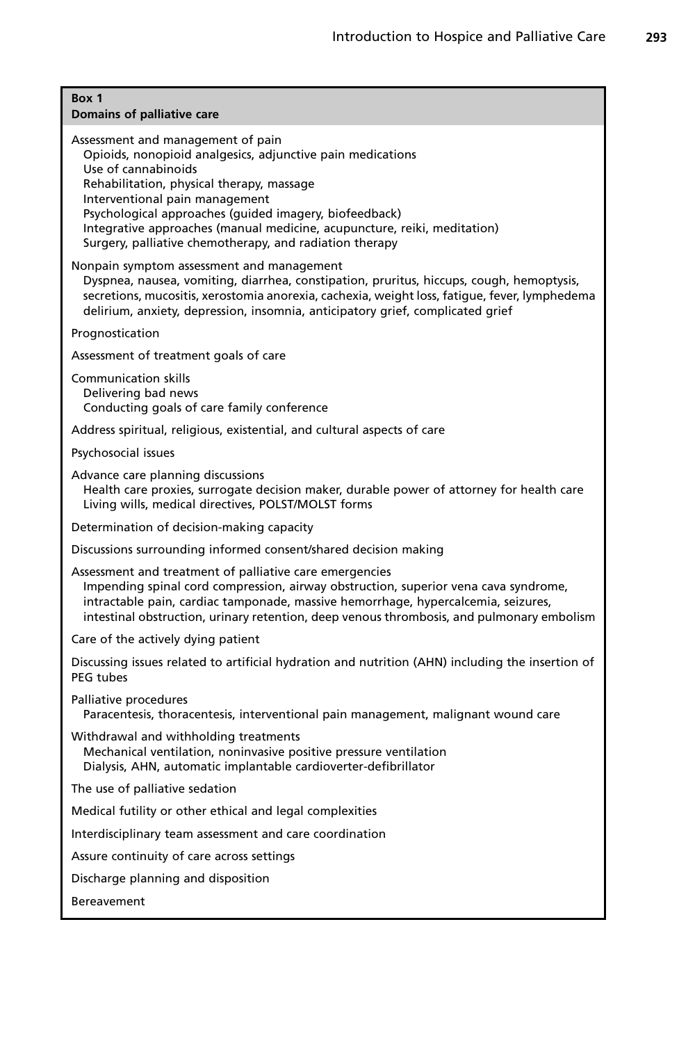**Box 1**
**Domains of palliative care**

Assessment and management of pain
- Opioids, nonopioid analgesics, adjunctive pain medications
- Use of cannabinoids
- Rehabilitation, physical therapy, massage
- Interventional pain management
- Psychological approaches (guided imagery, biofeedback)
- Integrative approaches (manual medicine, acupuncture, reiki, meditation)
- Surgery, palliative chemotherapy, and radiation therapy

Nonpain symptom assessment and management
- Dyspnea, nausea, vomiting, diarrhea, constipation, pruritus, hiccups, cough, hemoptysis, secretions, mucositis, xerostomia anorexia, cachexia, weight loss, fatigue, fever, lymphedema delirium, anxiety, depression, insomnia, anticipatory grief, complicated grief

Prognostication

Assessment of treatment goals of care

Communication skills
- Delivering bad news
- Conducting goals of care family conference

Address spiritual, religious, existential, and cultural aspects of care

Psychosocial issues

Advance care planning discussions
- Health care proxies, surrogate decision maker, durable power of attorney for health care
- Living wills, medical directives, POLST/MOLST forms

Determination of decision-making capacity

Discussions surrounding informed consent/shared decision making

Assessment and treatment of palliative care emergencies
- Impending spinal cord compression, airway obstruction, superior vena cava syndrome, intractable pain, cardiac tamponade, massive hemorrhage, hypercalcemia, seizures, intestinal obstruction, urinary retention, deep venous thrombosis, and pulmonary embolism

Care of the actively dying patient

Discussing issues related to artificial hydration and nutrition (AHN) including the insertion of PEG tubes

Palliative procedures
- Paracentesis, thoracentesis, interventional pain management, malignant wound care

Withdrawal and withholding treatments
- Mechanical ventilation, noninvasive positive pressure ventilation
- Dialysis, AHN, automatic implantable cardioverter-defibrillator

The use of palliative sedation

Medical futility or other ethical and legal complexities

Interdisciplinary team assessment and care coordination

Assure continuity of care across settings

Discharge planning and disposition

Bereavement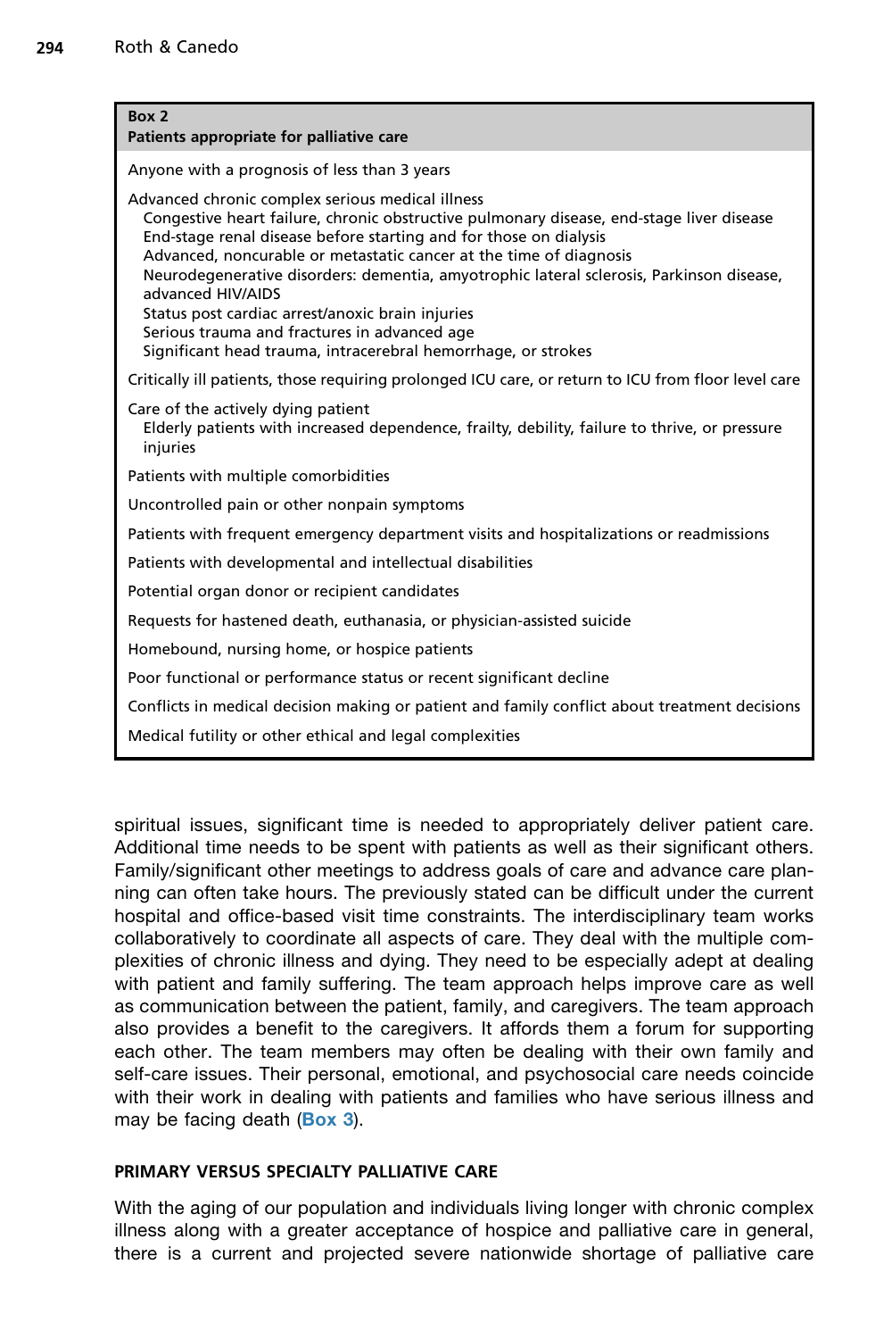**Box 2**
**Patients appropriate for palliative care**

Anyone with a prognosis of less than 3 years

Advanced chronic complex serious medical illness

- Congestive heart failure, chronic obstructive pulmonary disease, end-stage liver disease
- End-stage renal disease before starting and for those on dialysis
- Advanced, noncurable or metastatic cancer at the time of diagnosis
- Neurodegenerative disorders: dementia, amyotrophic lateral sclerosis, Parkinson disease, advanced HIV/AIDS
- Status post cardiac arrest/anoxic brain injuries
- Serious trauma and fractures in advanced age
- Significant head trauma, intracerebral hemorrhage, or strokes

Critically ill patients, those requiring prolonged ICU care, or return to ICU from floor level care

Care of the actively dying patient

- Elderly patients with increased dependence, frailty, debility, failure to thrive, or pressure injuries

Patients with multiple comorbidities

Uncontrolled pain or other nonpain symptoms

Patients with frequent emergency department visits and hospitalizations or readmissions

Patients with developmental and intellectual disabilities

Potential organ donor or recipient candidates

Requests for hastened death, euthanasia, or physician-assisted suicide

Homebound, nursing home, or hospice patients

Poor functional or performance status or recent significant decline

Conflicts in medical decision making or patient and family conflict about treatment decisions

Medical futility or other ethical and legal complexities

spiritual issues, significant time is needed to appropriately deliver patient care. Additional time needs to be spent with patients as well as their significant others. Family/significant other meetings to address goals of care and advance care planning can often take hours. The previously stated can be difficult under the current hospital and office-based visit time constraints. The interdisciplinary team works collaboratively to coordinate all aspects of care. They deal with the multiple complexities of chronic illness and dying. They need to be especially adept at dealing with patient and family suffering. The team approach helps improve care as well as communication between the patient, family, and caregivers. The team approach also provides a benefit to the caregivers. It affords them a forum for supporting each other. The team members may often be dealing with their own family and self-care issues. Their personal, emotional, and psychosocial care needs coincide with their work in dealing with patients and families who have serious illness and may be facing death (**Box 3**).

## PRIMARY VERSUS SPECIALTY PALLIATIVE CARE

With the aging of our population and individuals living longer with chronic complex illness along with a greater acceptance of hospice and palliative care in general, there is a current and projected severe nationwide shortage of palliative care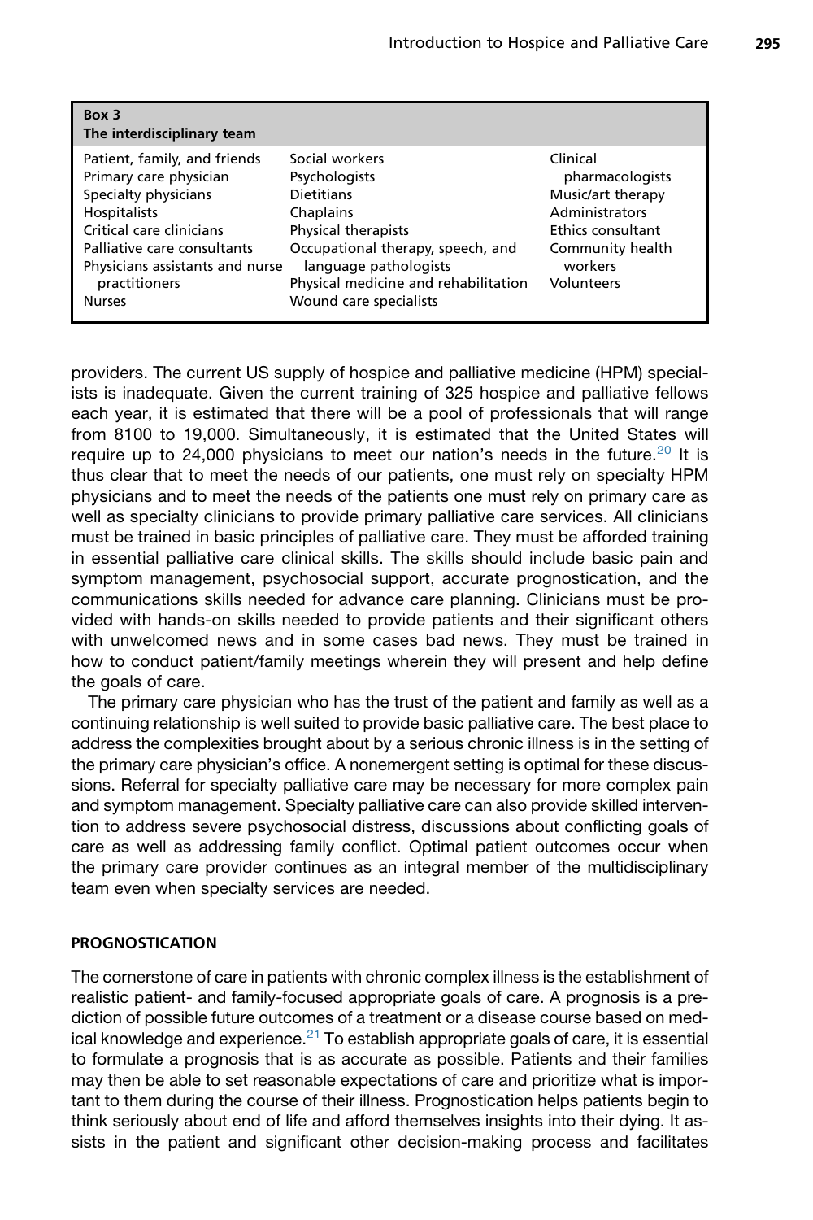**Box 3**
**The interdisciplinary team**

| | | |
|---|---|---|
| Patient, family, and friends | Social workers | Clinical pharmacologists |
| Primary care physician | Psychologists | Music/art therapy |
| Specialty physicians | Dietitians | Administrators |
| Hospitalists | Chaplains | Ethics consultant |
| Critical care clinicians | Physical therapists | Community health workers |
| Palliative care consultants | Occupational therapy, speech, and language pathologists | Volunteers |
| Physicians assistants and nurse practitioners | Physical medicine and rehabilitation | |
| Nurses | Wound care specialists | |

providers. The current US supply of hospice and palliative medicine (HPM) specialists is inadequate. Given the current training of 325 hospice and palliative fellows each year, it is estimated that there will be a pool of professionals that will range from 8100 to 19,000. Simultaneously, it is estimated that the United States will require up to 24,000 physicians to meet our nation's needs in the future.[20] It is thus clear that to meet the needs of our patients, one must rely on specialty HPM physicians and to meet the needs of the patients one must rely on primary care as well as specialty clinicians to provide primary palliative care services. All clinicians must be trained in basic principles of palliative care. They must be afforded training in essential palliative care clinical skills. The skills should include basic pain and symptom management, psychosocial support, accurate prognostication, and the communications skills needed for advance care planning. Clinicians must be provided with hands-on skills needed to provide patients and their significant others with unwelcomed news and in some cases bad news. They must be trained in how to conduct patient/family meetings wherein they will present and help define the goals of care.

The primary care physician who has the trust of the patient and family as well as a continuing relationship is well suited to provide basic palliative care. The best place to address the complexities brought about by a serious chronic illness is in the setting of the primary care physician's office. A nonemergent setting is optimal for these discussions. Referral for specialty palliative care may be necessary for more complex pain and symptom management. Specialty palliative care can also provide skilled intervention to address severe psychosocial distress, discussions about conflicting goals of care as well as addressing family conflict. Optimal patient outcomes occur when the primary care provider continues as an integral member of the multidisciplinary team even when specialty services are needed.

## PROGNOSTICATION

The cornerstone of care in patients with chronic complex illness is the establishment of realistic patient- and family-focused appropriate goals of care. A prognosis is a prediction of possible future outcomes of a treatment or a disease course based on medical knowledge and experience.[21] To establish appropriate goals of care, it is essential to formulate a prognosis that is as accurate as possible. Patients and their families may then be able to set reasonable expectations of care and prioritize what is important to them during the course of their illness. Prognostication helps patients begin to think seriously about end of life and afford themselves insights into their dying. It assists in the patient and significant other decision-making process and facilitates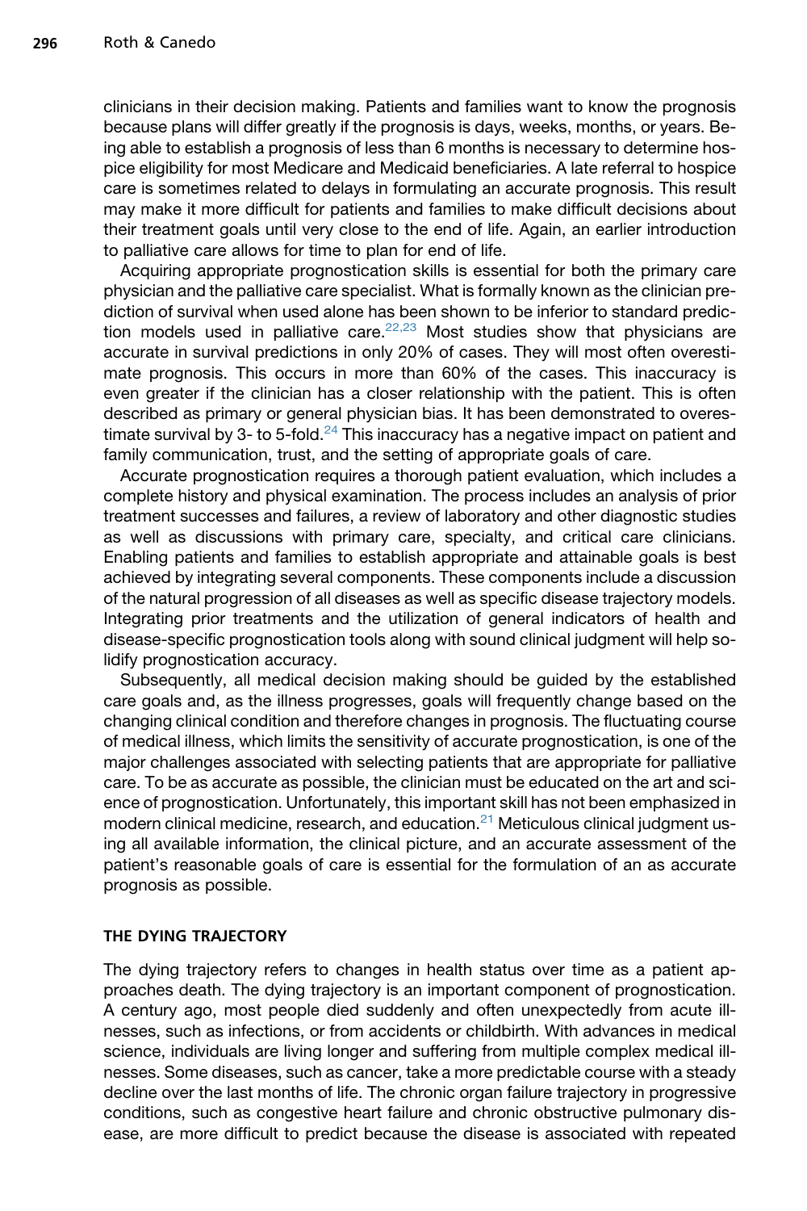clinicians in their decision making. Patients and families want to know the prognosis because plans will differ greatly if the prognosis is days, weeks, months, or years. Being able to establish a prognosis of less than 6 months is necessary to determine hospice eligibility for most Medicare and Medicaid beneficiaries. A late referral to hospice care is sometimes related to delays in formulating an accurate prognosis. This result may make it more difficult for patients and families to make difficult decisions about their treatment goals until very close to the end of life. Again, an earlier introduction to palliative care allows for time to plan for end of life.

Acquiring appropriate prognostication skills is essential for both the primary care physician and the palliative care specialist. What is formally known as the clinician prediction of survival when used alone has been shown to be inferior to standard prediction models used in palliative care.[22,23] Most studies show that physicians are accurate in survival predictions in only 20% of cases. They will most often overestimate prognosis. This occurs in more than 60% of the cases. This inaccuracy is even greater if the clinician has a closer relationship with the patient. This is often described as primary or general physician bias. It has been demonstrated to overestimate survival by 3- to 5-fold.[24] This inaccuracy has a negative impact on patient and family communication, trust, and the setting of appropriate goals of care.

Accurate prognostication requires a thorough patient evaluation, which includes a complete history and physical examination. The process includes an analysis of prior treatment successes and failures, a review of laboratory and other diagnostic studies as well as discussions with primary care, specialty, and critical care clinicians. Enabling patients and families to establish appropriate and attainable goals is best achieved by integrating several components. These components include a discussion of the natural progression of all diseases as well as specific disease trajectory models. Integrating prior treatments and the utilization of general indicators of health and disease-specific prognostication tools along with sound clinical judgment will help solidify prognostication accuracy.

Subsequently, all medical decision making should be guided by the established care goals and, as the illness progresses, goals will frequently change based on the changing clinical condition and therefore changes in prognosis. The fluctuating course of medical illness, which limits the sensitivity of accurate prognostication, is one of the major challenges associated with selecting patients that are appropriate for palliative care. To be as accurate as possible, the clinician must be educated on the art and science of prognostication. Unfortunately, this important skill has not been emphasized in modern clinical medicine, research, and education.[21] Meticulous clinical judgment using all available information, the clinical picture, and an accurate assessment of the patient's reasonable goals of care is essential for the formulation of an as accurate prognosis as possible.

## THE DYING TRAJECTORY

The dying trajectory refers to changes in health status over time as a patient approaches death. The dying trajectory is an important component of prognostication. A century ago, most people died suddenly and often unexpectedly from acute illnesses, such as infections, or from accidents or childbirth. With advances in medical science, individuals are living longer and suffering from multiple complex medical illnesses. Some diseases, such as cancer, take a more predictable course with a steady decline over the last months of life. The chronic organ failure trajectory in progressive conditions, such as congestive heart failure and chronic obstructive pulmonary disease, are more difficult to predict because the disease is associated with repeated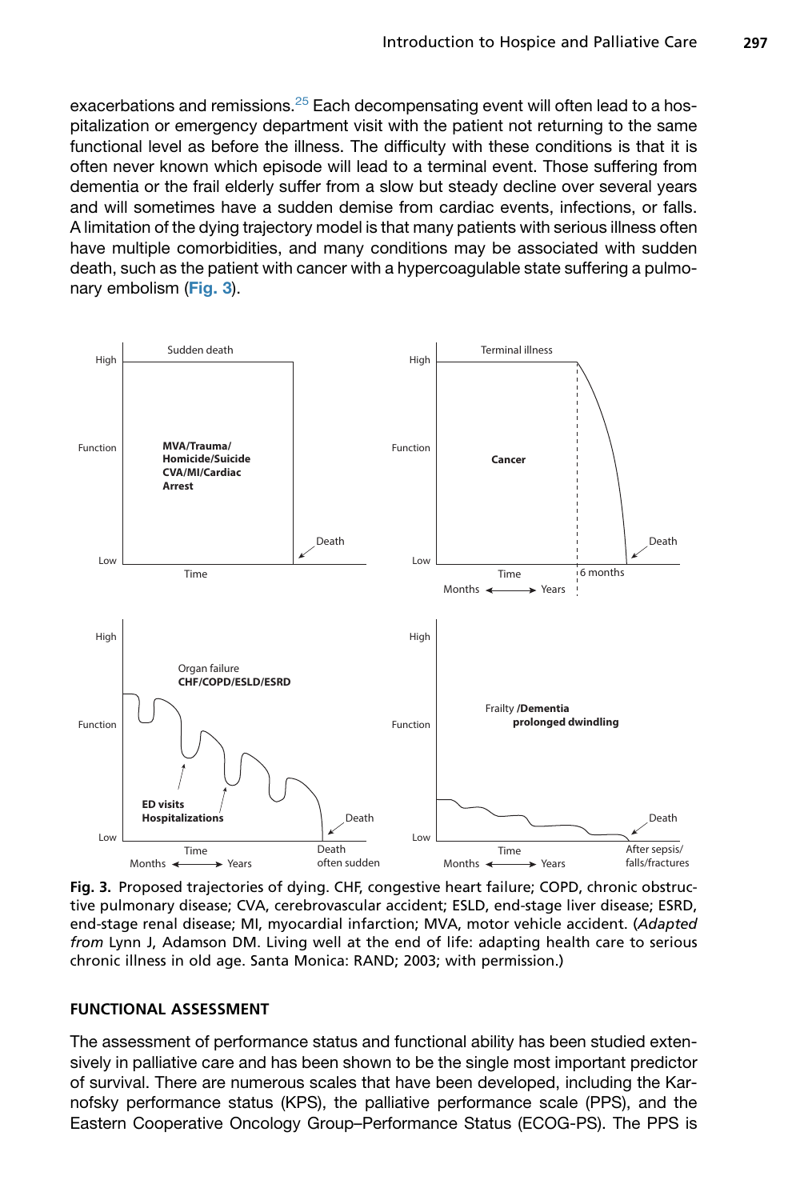exacerbations and remissions.[25] Each decompensating event will often lead to a hospitalization or emergency department visit with the patient not returning to the same functional level as before the illness. The difficulty with these conditions is that it is often never known which episode will lead to a terminal event. Those suffering from dementia or the frail elderly suffer from a slow but steady decline over several years and will sometimes have a sudden demise from cardiac events, infections, or falls. A limitation of the dying trajectory model is that many patients with serious illness often have multiple comorbidities, and many conditions may be associated with sudden death, such as the patient with cancer with a hypercoagulable state suffering a pulmonary embolism (**Fig. 3**).

**Fig. 3.** Proposed trajectories of dying. CHF, congestive heart failure; COPD, chronic obstructive pulmonary disease; CVA, cerebrovascular accident; ESLD, end-stage liver disease; ESRD, end-stage renal disease; MI, myocardial infarction; MVA, motor vehicle accident. (*Adapted from* Lynn J, Adamson DM. Living well at the end of life: adapting health care to serious chronic illness in old age. Santa Monica: RAND; 2003; with permission.)

## FUNCTIONAL ASSESSMENT

The assessment of performance status and functional ability has been studied extensively in palliative care and has been shown to be the single most important predictor of survival. There are numerous scales that have been developed, including the Karnofsky performance status (KPS), the palliative performance scale (PPS), and the Eastern Cooperative Oncology Group–Performance Status (ECOG-PS). The PPS is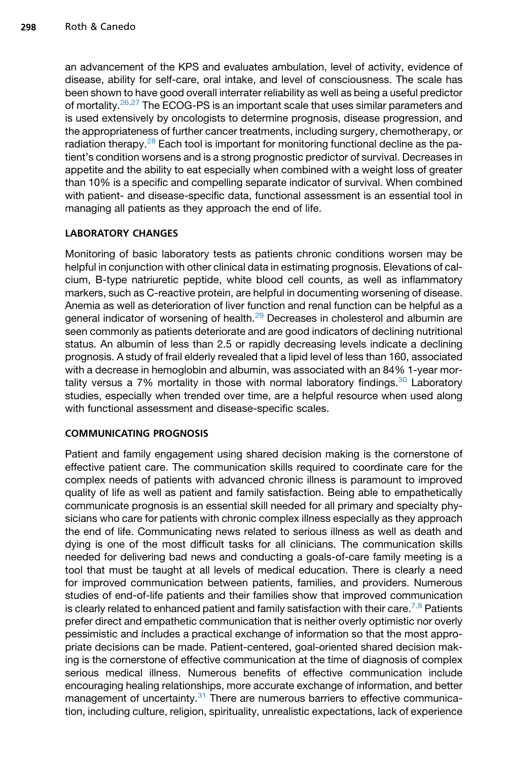an advancement of the KPS and evaluates ambulation, level of activity, evidence of disease, ability for self-care, oral intake, and level of consciousness. The scale has been shown to have good overall interrater reliability as well as being a useful predictor of mortality.[26,27] The ECOG-PS is an important scale that uses similar parameters and is used extensively by oncologists to determine prognosis, disease progression, and the appropriateness of further cancer treatments, including surgery, chemotherapy, or radiation therapy.[28] Each tool is important for monitoring functional decline as the patient's condition worsens and is a strong prognostic predictor of survival. Decreases in appetite and the ability to eat especially when combined with a weight loss of greater than 10% is a specific and compelling separate indicator of survival. When combined with patient- and disease-specific data, functional assessment is an essential tool in managing all patients as they approach the end of life.

## LABORATORY CHANGES

Monitoring of basic laboratory tests as patients chronic conditions worsen may be helpful in conjunction with other clinical data in estimating prognosis. Elevations of calcium, B-type natriuretic peptide, white blood cell counts, as well as inflammatory markers, such as C-reactive protein, are helpful in documenting worsening of disease. Anemia as well as deterioration of liver function and renal function can be helpful as a general indicator of worsening of health.[29] Decreases in cholesterol and albumin are seen commonly as patients deteriorate and are good indicators of declining nutritional status. An albumin of less than 2.5 or rapidly decreasing levels indicate a declining prognosis. A study of frail elderly revealed that a lipid level of less than 160, associated with a decrease in hemoglobin and albumin, was associated with an 84% 1-year mortality versus a 7% mortality in those with normal laboratory findings.[30] Laboratory studies, especially when trended over time, are a helpful resource when used along with functional assessment and disease-specific scales.

## COMMUNICATING PROGNOSIS

Patient and family engagement using shared decision making is the cornerstone of effective patient care. The communication skills required to coordinate care for the complex needs of patients with advanced chronic illness is paramount to improved quality of life as well as patient and family satisfaction. Being able to empathetically communicate prognosis is an essential skill needed for all primary and specialty physicians who care for patients with chronic complex illness especially as they approach the end of life. Communicating news related to serious illness as well as death and dying is one of the most difficult tasks for all clinicians. The communication skills needed for delivering bad news and conducting a goals-of-care family meeting is a tool that must be taught at all levels of medical education. There is clearly a need for improved communication between patients, families, and providers. Numerous studies of end-of-life patients and their families show that improved communication is clearly related to enhanced patient and family satisfaction with their care.[7,8] Patients prefer direct and empathetic communication that is neither overly optimistic nor overly pessimistic and includes a practical exchange of information so that the most appropriate decisions can be made. Patient-centered, goal-oriented shared decision making is the cornerstone of effective communication at the time of diagnosis of complex serious medical illness. Numerous benefits of effective communication include encouraging healing relationships, more accurate exchange of information, and better management of uncertainty.[31] There are numerous barriers to effective communication, including culture, religion, spirituality, unrealistic expectations, lack of experience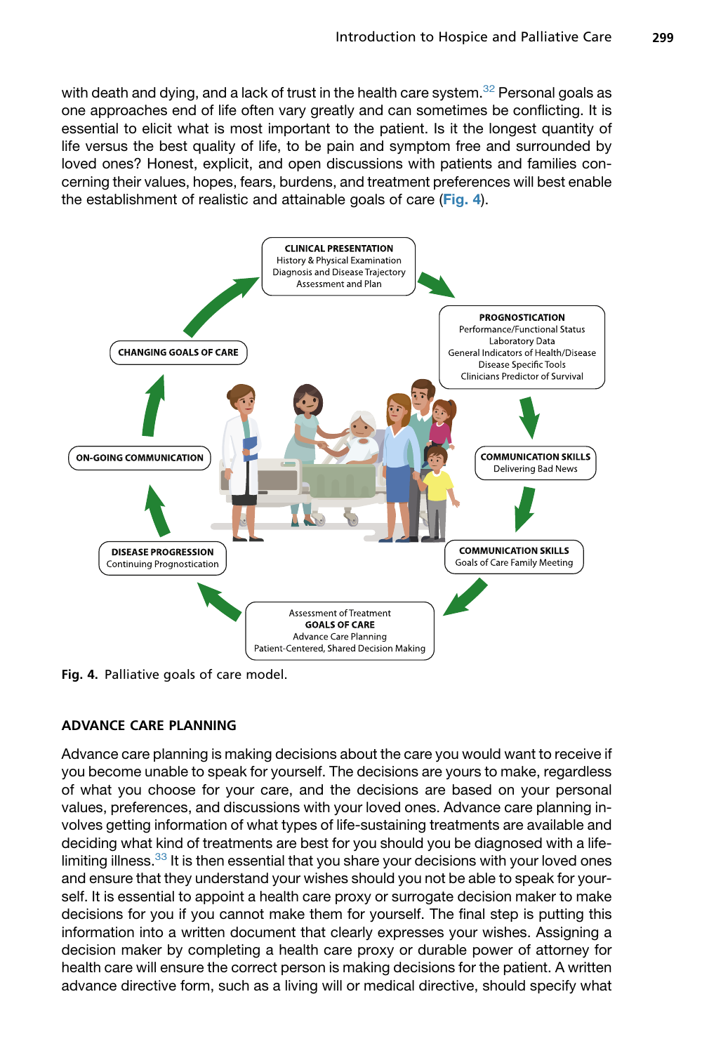with death and dying, and a lack of trust in the health care system.[32] Personal goals as one approaches end of life often vary greatly and can sometimes be conflicting. It is essential to elicit what is most important to the patient. Is it the longest quantity of life versus the best quality of life, to be pain and symptom free and surrounded by loved ones? Honest, explicit, and open discussions with patients and families concerning their values, hopes, fears, burdens, and treatment preferences will best enable the establishment of realistic and attainable goals of care (Fig. 4).

**CLINICAL PRESENTATION**
History & Physical Examination
Diagnosis and Disease Trajectory
Assessment and Plan

**PROGNOSTICATION**
Performance/Functional Status
Laboratory Data
General Indicators of Health/Disease
Disease Specific Tools
Clinicians Predictor of Survival

**COMMUNICATION SKILLS**
Delivering Bad News

**COMMUNICATION SKILLS**
Goals of Care Family Meeting

Assessment of Treatment
**GOALS OF CARE**
Advance Care Planning
Patient-Centered, Shared Decision Making

**DISEASE PROGRESSION**
Continuing Prognostication

**ON-GOING COMMUNICATION**

**CHANGING GOALS OF CARE**

**Fig. 4.** Palliative goals of care model.

## ADVANCE CARE PLANNING

Advance care planning is making decisions about the care you would want to receive if you become unable to speak for yourself. The decisions are yours to make, regardless of what you choose for your care, and the decisions are based on your personal values, preferences, and discussions with your loved ones. Advance care planning involves getting information of what types of life-sustaining treatments are available and deciding what kind of treatments are best for you should you be diagnosed with a life-limiting illness.[33] It is then essential that you share your decisions with your loved ones and ensure that they understand your wishes should you not be able to speak for yourself. It is essential to appoint a health care proxy or surrogate decision maker to make decisions for you if you cannot make them for yourself. The final step is putting this information into a written document that clearly expresses your wishes. Assigning a decision maker by completing a health care proxy or durable power of attorney for health care will ensure the correct person is making decisions for the patient. A written advance directive form, such as a living will or medical directive, should specify what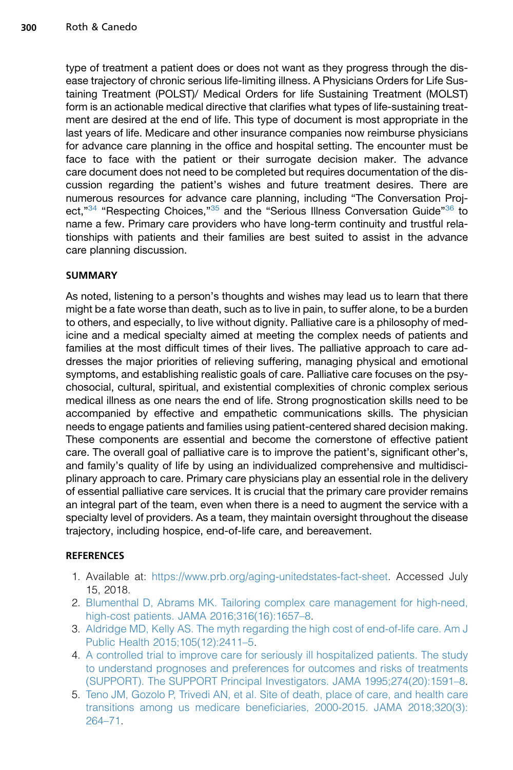type of treatment a patient does or does not want as they progress through the disease trajectory of chronic serious life-limiting illness. A Physicians Orders for Life Sustaining Treatment (POLST)/ Medical Orders for life Sustaining Treatment (MOLST) form is an actionable medical directive that clarifies what types of life-sustaining treatment are desired at the end of life. This type of document is most appropriate in the last years of life. Medicare and other insurance companies now reimburse physicians for advance care planning in the office and hospital setting. The encounter must be face to face with the patient or their surrogate decision maker. The advance care document does not need to be completed but requires documentation of the discussion regarding the patient's wishes and future treatment desires. There are numerous resources for advance care planning, including "The Conversation Project,"[34] "Respecting Choices,"[35] and the "Serious Illness Conversation Guide"[36] to name a few. Primary care providers who have long-term continuity and trustful relationships with patients and their families are best suited to assist in the advance care planning discussion.

## SUMMARY

As noted, listening to a person's thoughts and wishes may lead us to learn that there might be a fate worse than death, such as to live in pain, to suffer alone, to be a burden to others, and especially, to live without dignity. Palliative care is a philosophy of medicine and a medical specialty aimed at meeting the complex needs of patients and families at the most difficult times of their lives. The palliative approach to care addresses the major priorities of relieving suffering, managing physical and emotional symptoms, and establishing realistic goals of care. Palliative care focuses on the psychosocial, cultural, spiritual, and existential complexities of chronic complex serious medical illness as one nears the end of life. Strong prognostication skills need to be accompanied by effective and empathetic communications skills. The physician needs to engage patients and families using patient-centered shared decision making. These components are essential and become the cornerstone of effective patient care. The overall goal of palliative care is to improve the patient's, significant other's, and family's quality of life by using an individualized comprehensive and multidisciplinary approach to care. Primary care physicians play an essential role in the delivery of essential palliative care services. It is crucial that the primary care provider remains an integral part of the team, even when there is a need to augment the service with a specialty level of providers. As a team, they maintain oversight throughout the disease trajectory, including hospice, end-of-life care, and bereavement.

## REFERENCES

1. Available at: https://www.prb.org/aging-unitedstates-fact-sheet. Accessed July 15, 2018.
2. Blumenthal D, Abrams MK. Tailoring complex care management for high-need, high-cost patients. JAMA 2016;316(16):1657–8.
3. Aldridge MD, Kelly AS. The myth regarding the high cost of end-of-life care. Am J Public Health 2015;105(12):2411–5.
4. A controlled trial to improve care for seriously ill hospitalized patients. The study to understand prognoses and preferences for outcomes and risks of treatments (SUPPORT). The SUPPORT Principal Investigators. JAMA 1995;274(20):1591–8.
5. Teno JM, Gozolo P, Trivedi AN, et al. Site of death, place of care, and health care transitions among us medicare beneficiaries, 2000-2015. JAMA 2018;320(3):264–71.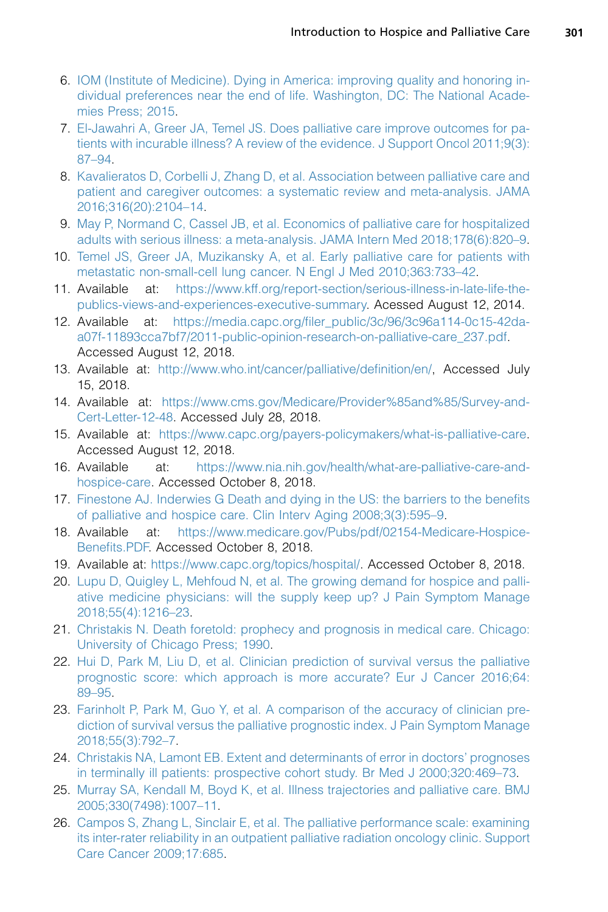6. IOM (Institute of Medicine). Dying in America: improving quality and honoring individual preferences near the end of life. Washington, DC: The National Academies Press; 2015.
7. El-Jawahri A, Greer JA, Temel JS. Does palliative care improve outcomes for patients with incurable illness? A review of the evidence. J Support Oncol 2011;9(3): 87–94.
8. Kavalieratos D, Corbelli J, Zhang D, et al. Association between palliative care and patient and caregiver outcomes: a systematic review and meta-analysis. JAMA 2016;316(20):2104–14.
9. May P, Normand C, Cassel JB, et al. Economics of palliative care for hospitalized adults with serious illness: a meta-analysis. JAMA Intern Med 2018;178(6):820–9.
10. Temel JS, Greer JA, Muzikansky A, et al. Early palliative care for patients with metastatic non-small-cell lung cancer. N Engl J Med 2010;363:733–42.
11. Available at: https://www.kff.org/report-section/serious-illness-in-late-life-the-publics-views-and-experiences-executive-summary. Acessed August 12, 2014.
12. Available at: https://media.capc.org/filer_public/3c/96/3c96a114-0c15-42da-a07f-11893cca7bf7/2011-public-opinion-research-on-palliative-care_237.pdf. Accessed August 12, 2018.
13. Available at: http://www.who.int/cancer/palliative/definition/en/, Accessed July 15, 2018.
14. Available at: https://www.cms.gov/Medicare/Provider%85and%85/Survey-and-Cert-Letter-12-48. Accessed July 28, 2018.
15. Available at: https://www.capc.org/payers-policymakers/what-is-palliative-care. Accessed August 12, 2018.
16. Available at: https://www.nia.nih.gov/health/what-are-palliative-care-and-hospice-care. Accessed October 8, 2018.
17. Finestone AJ. Inderwies G Death and dying in the US: the barriers to the benefits of palliative and hospice care. Clin Interv Aging 2008;3(3):595–9.
18. Available at: https://www.medicare.gov/Pubs/pdf/02154-Medicare-Hospice-Benefits.PDF. Accessed October 8, 2018.
19. Available at: https://www.capc.org/topics/hospital/. Accessed October 8, 2018.
20. Lupu D, Quigley L, Mehfoud N, et al. The growing demand for hospice and palliative medicine physicians: will the supply keep up? J Pain Symptom Manage 2018;55(4):1216–23.
21. Christakis N. Death foretold: prophecy and prognosis in medical care. Chicago: University of Chicago Press; 1990.
22. Hui D, Park M, Liu D, et al. Clinician prediction of survival versus the palliative prognostic score: which approach is more accurate? Eur J Cancer 2016;64: 89–95.
23. Farinholt P, Park M, Guo Y, et al. A comparison of the accuracy of clinician prediction of survival versus the palliative prognostic index. J Pain Symptom Manage 2018;55(3):792–7.
24. Christakis NA, Lamont EB. Extent and determinants of error in doctors' prognoses in terminally ill patients: prospective cohort study. Br Med J 2000;320:469–73.
25. Murray SA, Kendall M, Boyd K, et al. Illness trajectories and palliative care. BMJ 2005;330(7498):1007–11.
26. Campos S, Zhang L, Sinclair E, et al. The palliative performance scale: examining its inter-rater reliability in an outpatient palliative radiation oncology clinic. Support Care Cancer 2009;17:685.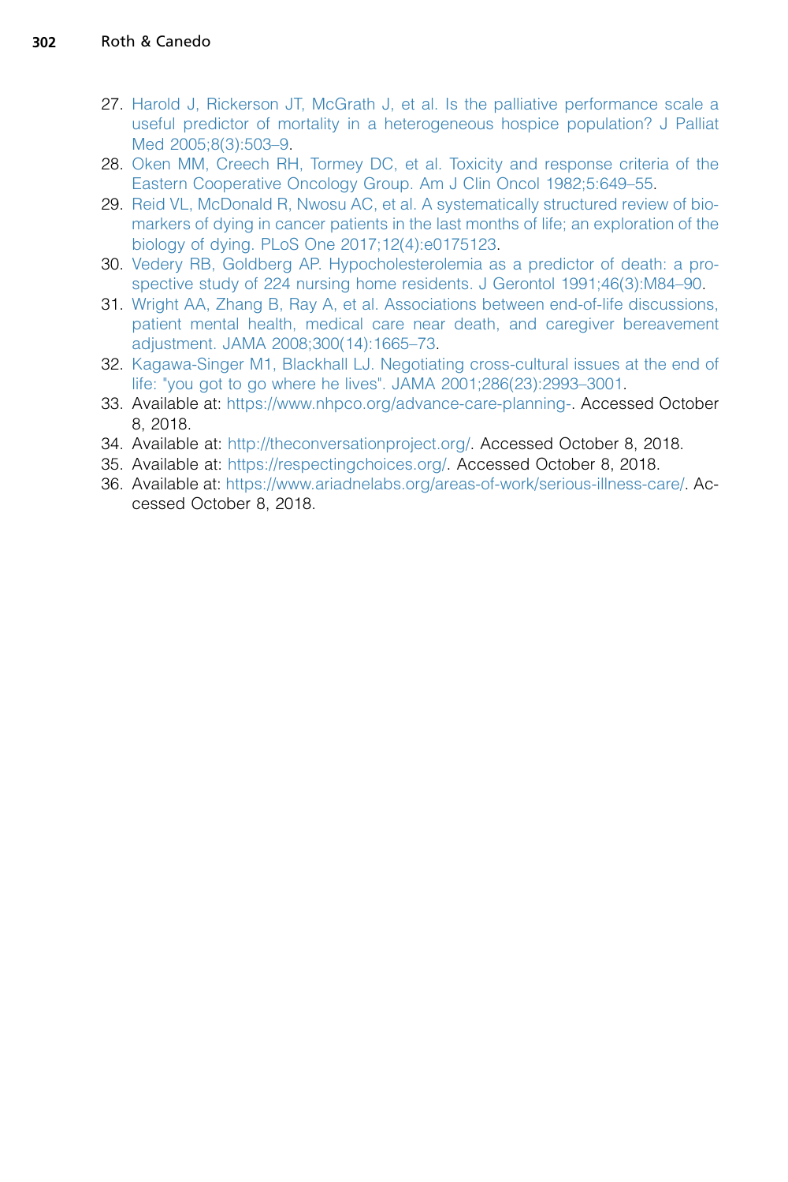27. Harold J, Rickerson JT, McGrath J, et al. Is the palliative performance scale a useful predictor of mortality in a heterogeneous hospice population? J Palliat Med 2005;8(3):503–9.
28. Oken MM, Creech RH, Tormey DC, et al. Toxicity and response criteria of the Eastern Cooperative Oncology Group. Am J Clin Oncol 1982;5:649–55.
29. Reid VL, McDonald R, Nwosu AC, et al. A systematically structured review of biomarkers of dying in cancer patients in the last months of life; an exploration of the biology of dying. PLoS One 2017;12(4):e0175123.
30. Vedery RB, Goldberg AP. Hypocholesterolemia as a predictor of death: a prospective study of 224 nursing home residents. J Gerontol 1991;46(3):M84–90.
31. Wright AA, Zhang B, Ray A, et al. Associations between end-of-life discussions, patient mental health, medical care near death, and caregiver bereavement adjustment. JAMA 2008;300(14):1665–73.
32. Kagawa-Singer M1, Blackhall LJ. Negotiating cross-cultural issues at the end of life: "you got to go where he lives". JAMA 2001;286(23):2993–3001.
33. Available at: https://www.nhpco.org/advance-care-planning-. Accessed October 8, 2018.
34. Available at: http://theconversationproject.org/. Accessed October 8, 2018.
35. Available at: https://respectingchoices.org/. Accessed October 8, 2018.
36. Available at: https://www.ariadnelabs.org/areas-of-work/serious-illness-care/. Accessed October 8, 2018.